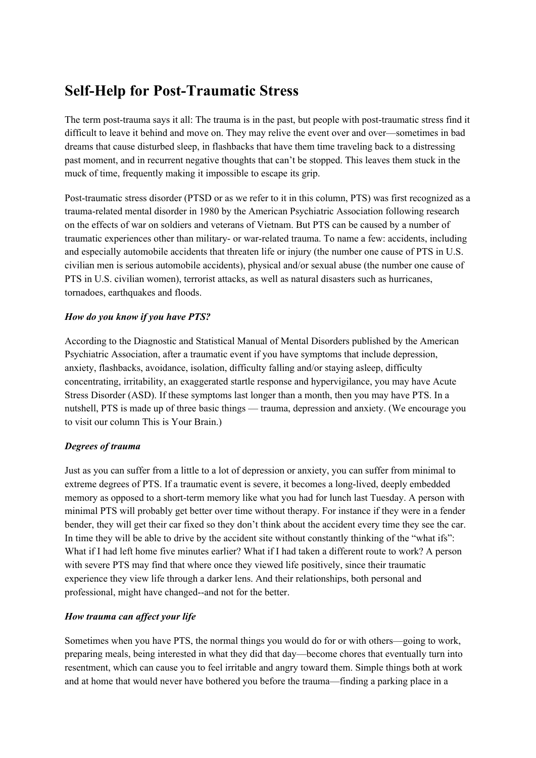# Self-Help for Post-Traumatic Stress

The term post-trauma says it all: The trauma is in the past, but people with post-traumatic stress find it difficult to leave it behind and move on. They may relive the event over and over—sometimes in bad dreams that cause disturbed sleep, in flashbacks that have them time traveling back to a distressing past moment, and in recurrent negative thoughts that can't be stopped. This leaves them stuck in the muck of time, frequently making it impossible to escape its grip.

Post-traumatic stress disorder (PTSD or as we refer to it in this column, PTS) was first recognized as a trauma-related mental disorder in 1980 by the American Psychiatric Association following research on the effects of war on soldiers and veterans of Vietnam. But PTS can be caused by a number of traumatic experiences other than military- or war-related trauma. To name a few: accidents, including and especially automobile accidents that threaten life or injury (the number one cause of PTS in U.S. civilian men is serious automobile accidents), physical and/or sexual abuse (the number one cause of PTS in U.S. civilian women), terrorist attacks, as well as natural disasters such as hurricanes, tornadoes, earthquakes and floods.

***How do you know if you have PTS?***

According to the Diagnostic and Statistical Manual of Mental Disorders published by the American Psychiatric Association, after a traumatic event if you have symptoms that include depression, anxiety, flashbacks, avoidance, isolation, difficulty falling and/or staying asleep, difficulty concentrating, irritability, an exaggerated startle response and hypervigilance, you may have Acute Stress Disorder (ASD). If these symptoms last longer than a month, then you may have PTS. In a nutshell, PTS is made up of three basic things — trauma, depression and anxiety. (We encourage you to visit our column This is Your Brain.)

***Degrees of trauma***

Just as you can suffer from a little to a lot of depression or anxiety, you can suffer from minimal to extreme degrees of PTS. If a traumatic event is severe, it becomes a long-lived, deeply embedded memory as opposed to a short-term memory like what you had for lunch last Tuesday. A person with minimal PTS will probably get better over time without therapy. For instance if they were in a fender bender, they will get their car fixed so they don't think about the accident every time they see the car. In time they will be able to drive by the accident site without constantly thinking of the "what ifs": What if I had left home five minutes earlier? What if I had taken a different route to work? A person with severe PTS may find that where once they viewed life positively, since their traumatic experience they view life through a darker lens. And their relationships, both personal and professional, might have changed--and not for the better.

***How trauma can affect your life***

Sometimes when you have PTS, the normal things you would do for or with others—going to work, preparing meals, being interested in what they did that day—become chores that eventually turn into resentment, which can cause you to feel irritable and angry toward them. Simple things both at work and at home that would never have bothered you before the trauma—finding a parking place in a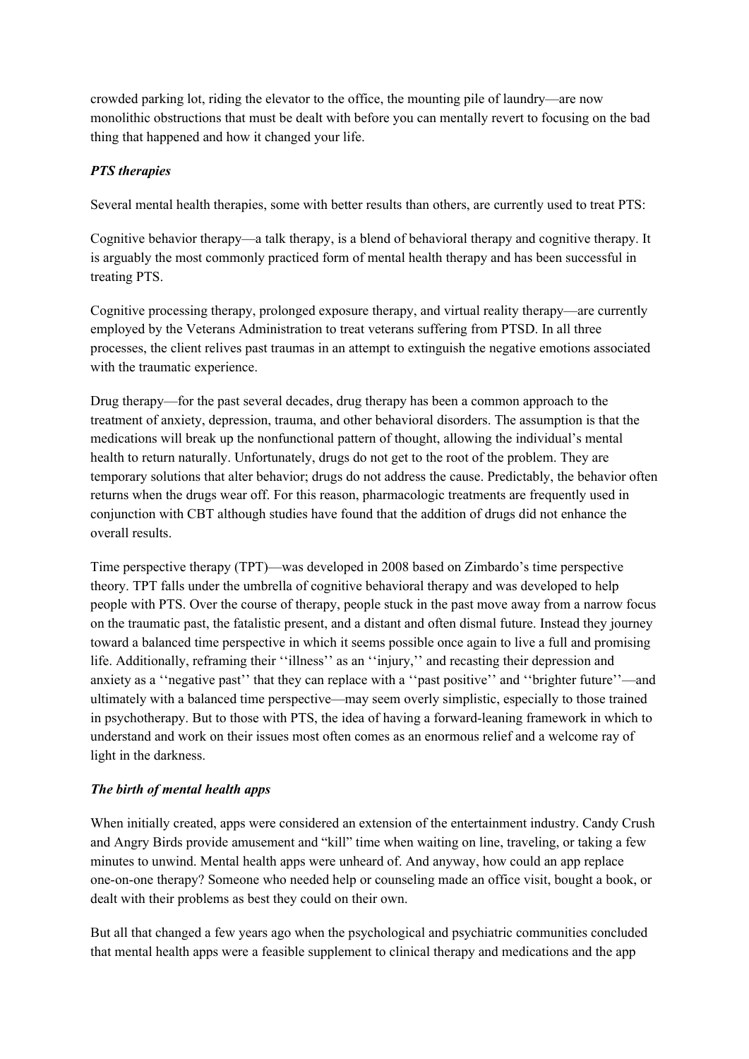crowded parking lot, riding the elevator to the office, the mounting pile of laundry—are now monolithic obstructions that must be dealt with before you can mentally revert to focusing on the bad thing that happened and how it changed your life.

***PTS therapies***

Several mental health therapies, some with better results than others, are currently used to treat PTS:

Cognitive behavior therapy—a talk therapy, is a blend of behavioral therapy and cognitive therapy. It is arguably the most commonly practiced form of mental health therapy and has been successful in treating PTS.

Cognitive processing therapy, prolonged exposure therapy, and virtual reality therapy—are currently employed by the Veterans Administration to treat veterans suffering from PTSD. In all three processes, the client relives past traumas in an attempt to extinguish the negative emotions associated with the traumatic experience.

Drug therapy—for the past several decades, drug therapy has been a common approach to the treatment of anxiety, depression, trauma, and other behavioral disorders. The assumption is that the medications will break up the nonfunctional pattern of thought, allowing the individual's mental health to return naturally. Unfortunately, drugs do not get to the root of the problem. They are temporary solutions that alter behavior; drugs do not address the cause. Predictably, the behavior often returns when the drugs wear off. For this reason, pharmacologic treatments are frequently used in conjunction with CBT although studies have found that the addition of drugs did not enhance the overall results.

Time perspective therapy (TPT)—was developed in 2008 based on Zimbardo's time perspective theory. TPT falls under the umbrella of cognitive behavioral therapy and was developed to help people with PTS. Over the course of therapy, people stuck in the past move away from a narrow focus on the traumatic past, the fatalistic present, and a distant and often dismal future. Instead they journey toward a balanced time perspective in which it seems possible once again to live a full and promising life. Additionally, reframing their ''illness'' as an ''injury,'' and recasting their depression and anxiety as a ''negative past'' that they can replace with a ''past positive'' and ''brighter future''—and ultimately with a balanced time perspective—may seem overly simplistic, especially to those trained in psychotherapy. But to those with PTS, the idea of having a forward-leaning framework in which to understand and work on their issues most often comes as an enormous relief and a welcome ray of light in the darkness.

***The birth of mental health apps***

When initially created, apps were considered an extension of the entertainment industry. Candy Crush and Angry Birds provide amusement and "kill" time when waiting on line, traveling, or taking a few minutes to unwind. Mental health apps were unheard of. And anyway, how could an app replace one-on-one therapy? Someone who needed help or counseling made an office visit, bought a book, or dealt with their problems as best they could on their own.

But all that changed a few years ago when the psychological and psychiatric communities concluded that mental health apps were a feasible supplement to clinical therapy and medications and the app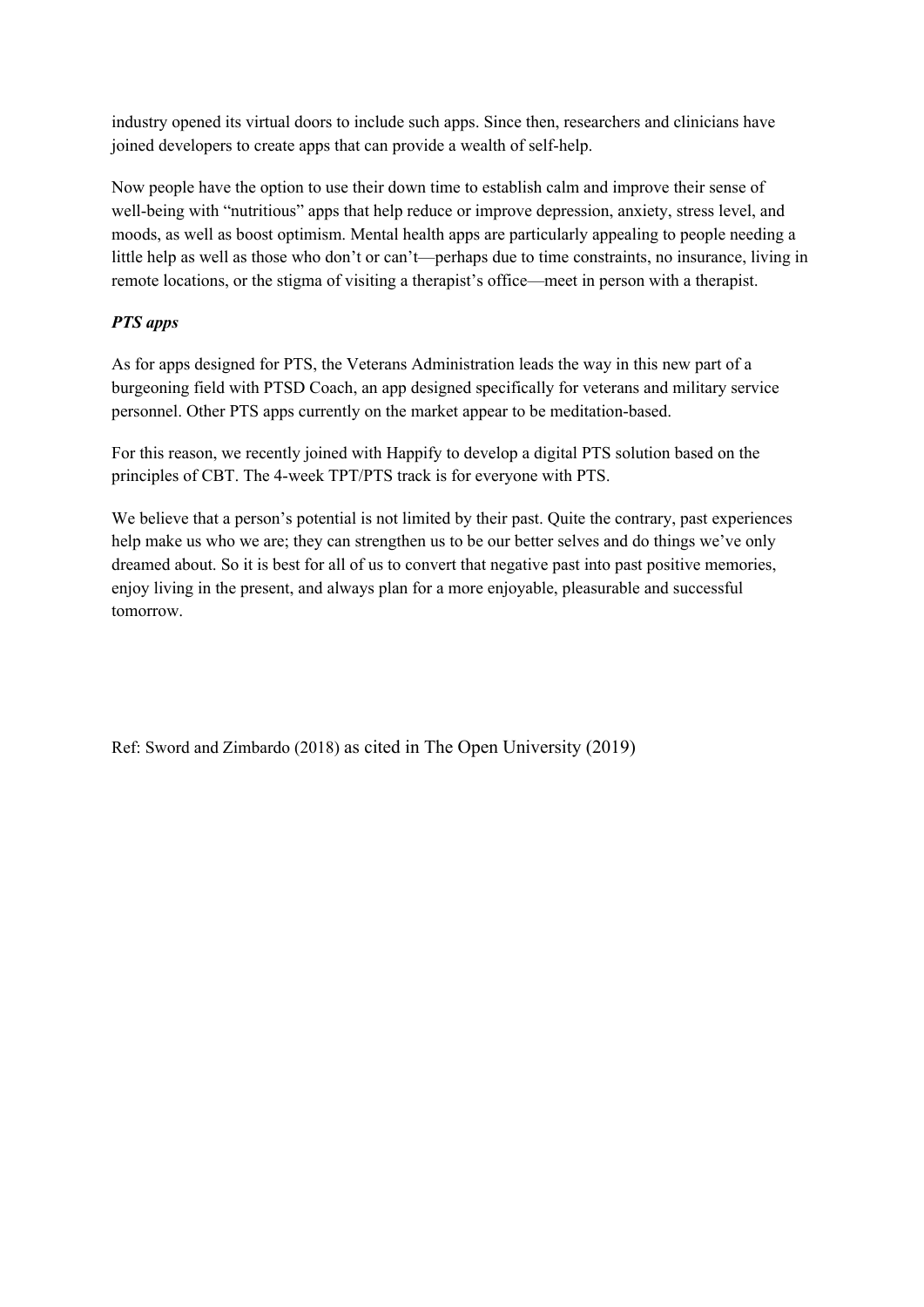industry opened its virtual doors to include such apps. Since then, researchers and clinicians have joined developers to create apps that can provide a wealth of self-help.

Now people have the option to use their down time to establish calm and improve their sense of well-being with "nutritious" apps that help reduce or improve depression, anxiety, stress level, and moods, as well as boost optimism. Mental health apps are particularly appealing to people needing a little help as well as those who don't or can't—perhaps due to time constraints, no insurance, living in remote locations, or the stigma of visiting a therapist's office—meet in person with a therapist.

***PTS apps***

As for apps designed for PTS, the Veterans Administration leads the way in this new part of a burgeoning field with PTSD Coach, an app designed specifically for veterans and military service personnel. Other PTS apps currently on the market appear to be meditation-based.

For this reason, we recently joined with Happify to develop a digital PTS solution based on the principles of CBT. The 4-week TPT/PTS track is for everyone with PTS.

We believe that a person's potential is not limited by their past. Quite the contrary, past experiences help make us who we are; they can strengthen us to be our better selves and do things we've only dreamed about. So it is best for all of us to convert that negative past into past positive memories, enjoy living in the present, and always plan for a more enjoyable, pleasurable and successful tomorrow.

Ref: Sword and Zimbardo (2018) as cited in The Open University (2019)